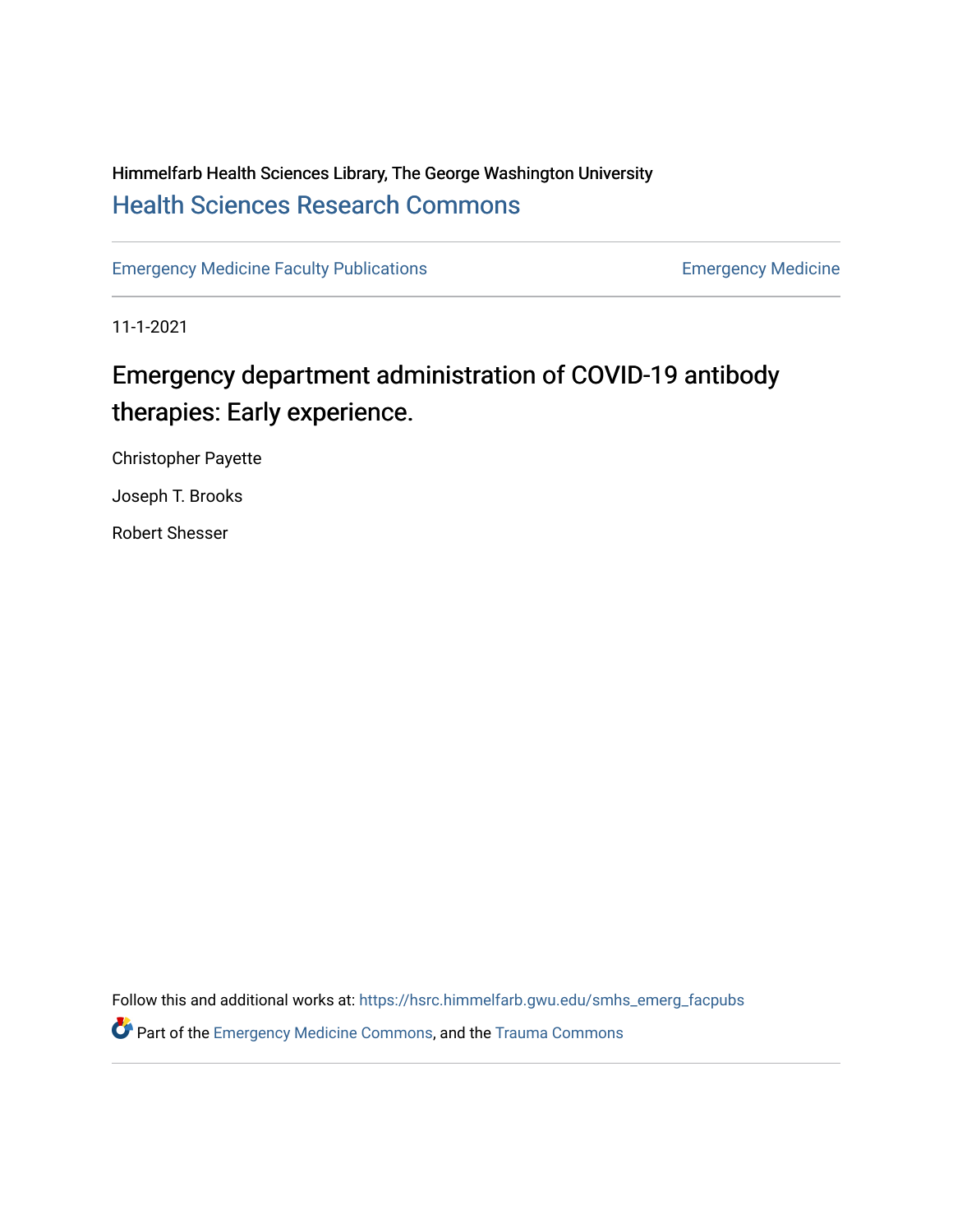Himmelfarb Health Sciences Library, The George Washington University

# Health Sciences Research Commons

Emergency Medicine Faculty Publications | Emergency Medicine

11-1-2021

# Emergency department administration of COVID-19 antibody therapies: Early experience.

Christopher Payette

Joseph T. Brooks

Robert Shesser

Follow this and additional works at: https://hsrc.himmelfarb.gwu.edu/smhs_emerg_facpubs

Part of the Emergency Medicine Commons, and the Trauma Commons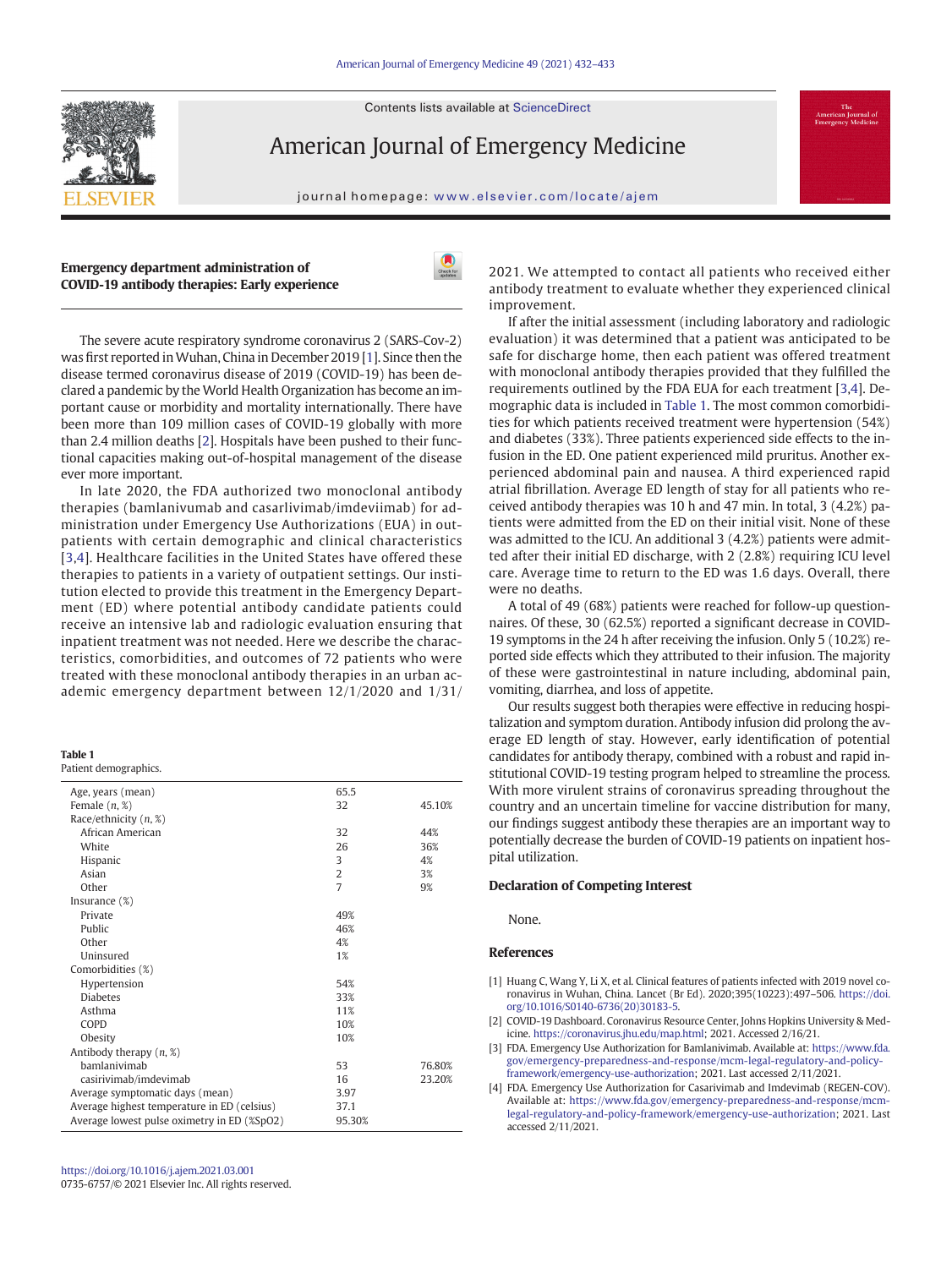**Emergency department administration of COVID-19 antibody therapies: Early experience**

The severe acute respiratory syndrome coronavirus 2 (SARS-Cov-2) was first reported in Wuhan, China in December 2019 [1]. Since then the disease termed coronavirus disease of 2019 (COVID-19) has been declared a pandemic by the World Health Organization has become an important cause or morbidity and mortality internationally. There have been more than 109 million cases of COVID-19 globally with more than 2.4 million deaths [2]. Hospitals have been pushed to their functional capacities making out-of-hospital management of the disease ever more important.

In late 2020, the FDA authorized two monoclonal antibody therapies (bamlanivumab and casarlivimab/imdeviimab) for administration under Emergency Use Authorizations (EUA) in outpatients with certain demographic and clinical characteristics [3,4]. Healthcare facilities in the United States have offered these therapies to patients in a variety of outpatient settings. Our institution elected to provide this treatment in the Emergency Department (ED) where potential antibody candidate patients could receive an intensive lab and radiologic evaluation ensuring that inpatient treatment was not needed. Here we describe the characteristics, comorbidities, and outcomes of 72 patients who were treated with these monoclonal antibody therapies in an urban academic emergency department between 12/1/2020 and 1/31/2021. We attempted to contact all patients who received either antibody treatment to evaluate whether they experienced clinical improvement.

If after the initial assessment (including laboratory and radiologic evaluation) it was determined that a patient was anticipated to be safe for discharge home, then each patient was offered treatment with monoclonal antibody therapies provided that they fulfilled the requirements outlined by the FDA EUA for each treatment [3,4]. Demographic data is included in Table 1. The most common comorbidities for which patients received treatment were hypertension (54%) and diabetes (33%). Three patients experienced side effects to the infusion in the ED. One patient experienced mild pruritus. Another experienced abdominal pain and nausea. A third experienced rapid atrial fibrillation. Average ED length of stay for all patients who received antibody therapies was 10 h and 47 min. In total, 3 (4.2%) patients were admitted from the ED on their initial visit. None of these was admitted to the ICU. An additional 3 (4.2%) patients were admitted after their initial ED discharge, with 2 (2.8%) requiring ICU level care. Average time to return to the ED was 1.6 days. Overall, there were no deaths.

A total of 49 (68%) patients were reached for follow-up questionnaires. Of these, 30 (62.5%) reported a significant decrease in COVID-19 symptoms in the 24 h after receiving the infusion. Only 5 (10.2%) reported side effects which they attributed to their infusion. The majority of these were gastrointestinal in nature including, abdominal pain, vomiting, diarrhea, and loss of appetite.

Our results suggest both therapies were effective in reducing hospitalization and symptom duration. Antibody infusion did prolong the average ED length of stay. However, early identification of potential candidates for antibody therapy, combined with a robust and rapid institutional COVID-19 testing program helped to streamline the process. With more virulent strains of coronavirus spreading throughout the country and an uncertain timeline for vaccine distribution for many, our findings suggest antibody these therapies are an important way to potentially decrease the burden of COVID-19 patients on inpatient hospital utilization.

**Table 1**
Patient demographics.

| | | |
|---|---|---|
| Age, years (mean) | 65.5 | |
| Female (n, %) | 32 | 45.10% |
| Race/ethnicity (n, %) | | |
| African American | 32 | 44% |
| White | 26 | 36% |
| Hispanic | 3 | 4% |
| Asian | 2 | 3% |
| Other | 7 | 9% |
| Insurance (%) | | |
| Private | 49% | |
| Public | 46% | |
| Other | 4% | |
| Uninsured | 1% | |
| Comorbidities (%) | | |
| Hypertension | 54% | |
| Diabetes | 33% | |
| Asthma | 11% | |
| COPD | 10% | |
| Obesity | 10% | |
| Antibody therapy (n, %) | | |
| bamlanivimab | 53 | 76.80% |
| casirivimab/imdevimab | 16 | 23.20% |
| Average symptomatic days (mean) | 3.97 | |
| Average highest temperature in ED (celsius) | 37.1 | |
| Average lowest pulse oximetry in ED (%SpO2) | 95.30% | |

## Declaration of Competing Interest

None.

## References

[1] Huang C, Wang Y, Li X, et al. Clinical features of patients infected with 2019 novel coronavirus in Wuhan, China. Lancet (Br Ed). 2020;395(10223):497–506. https://doi.org/10.1016/S0140-6736(20)30183-5.

[2] COVID-19 Dashboard. Coronavirus Resource Center, Johns Hopkins University & Medicine. https://coronavirus.jhu.edu/map.html; 2021. Accessed 2/16/21.

[3] FDA. Emergency Use Authorization for Bamlanivimab. Available at: https://www.fda.gov/emergency-preparedness-and-response/mcm-legal-regulatory-and-policy-framework/emergency-use-authorization; 2021. Last accessed 2/11/2021.

[4] FDA. Emergency Use Authorization for Casarivimab and Imdevimab (REGEN-COV). Available at: https://www.fda.gov/emergency-preparedness-and-response/mcm-legal-regulatory-and-policy-framework/emergency-use-authorization; 2021. Last accessed 2/11/2021.

https://doi.org/10.1016/j.ajem.2021.03.001
0735-6757/© 2021 Elsevier Inc. All rights reserved.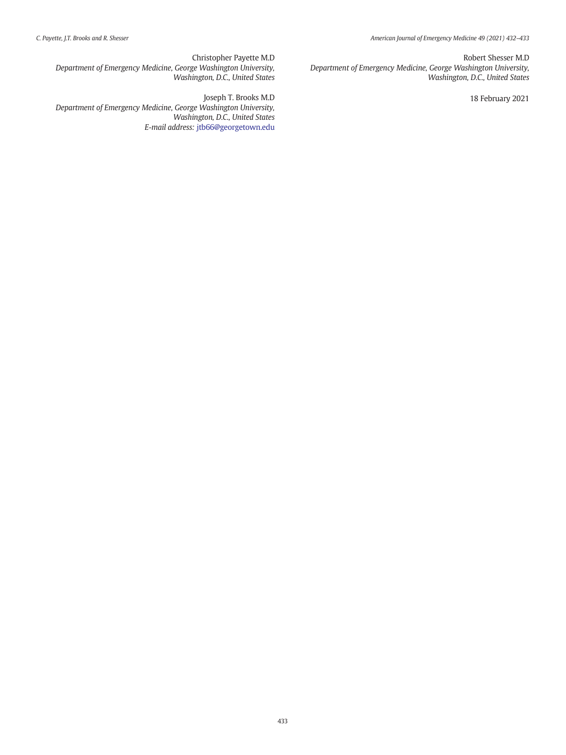Christopher Payette M.D
*Department of Emergency Medicine, George Washington University, Washington, D.C., United States*

Joseph T. Brooks M.D
*Department of Emergency Medicine, George Washington University, Washington, D.C., United States*
*E-mail address:* jtb66@georgetown.edu

Robert Shesser M.D
*Department of Emergency Medicine, George Washington University, Washington, D.C., United States*

18 February 2021